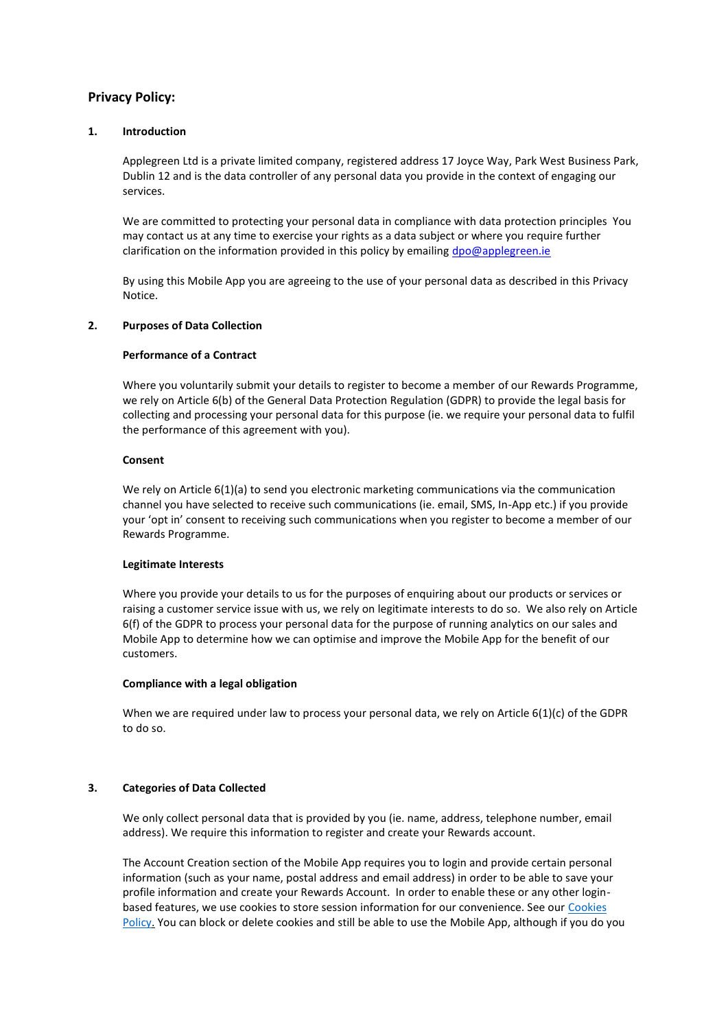## Privacy Policy:

### 1. Introduction

Applegreen Ltd is a private limited company, registered address 17 Joyce Way, Park West Business Park, Dublin 12 and is the data controller of any personal data you provide in the context of engaging our services.

We are committed to protecting your personal data in compliance with data protection principles  You may contact us at any time to exercise your rights as a data subject or where you require further clarification on the information provided in this policy by emailing [dpo@applegreen.ie](mailto:dpo@applegreen.ie)

By using this Mobile App you are agreeing to the use of your personal data as described in this Privacy Notice.

### 2. Purposes of Data Collection

**Performance of a Contract**

Where you voluntarily submit your details to register to become a member of our Rewards Programme, we rely on Article 6(b) of the General Data Protection Regulation (GDPR) to provide the legal basis for collecting and processing your personal data for this purpose (ie. we require your personal data to fulfil the performance of this agreement with you).

**Consent**

We rely on Article 6(1)(a) to send you electronic marketing communications via the communication channel you have selected to receive such communications (ie. email, SMS, In-App etc.) if you provide your 'opt in' consent to receiving such communications when you register to become a member of our Rewards Programme.

**Legitimate Interests**

Where you provide your details to us for the purposes of enquiring about our products or services or raising a customer service issue with us, we rely on legitimate interests to do so.  We also rely on Article 6(f) of the GDPR to process your personal data for the purpose of running analytics on our sales and Mobile App to determine how we can optimise and improve the Mobile App for the benefit of our customers.

**Compliance with a legal obligation**

When we are required under law to process your personal data, we rely on Article 6(1)(c) of the GDPR to do so.

### 3. Categories of Data Collected

We only collect personal data that is provided by you (ie. name, address, telephone number, email address). We require this information to register and create your Rewards account.

The Account Creation section of the Mobile App requires you to login and provide certain personal information (such as your name, postal address and email address) in order to be able to save your profile information and create your Rewards Account.  In order to enable these or any other login-based features, we use cookies to store session information for our convenience. See our Cookies Policy. You can block or delete cookies and still be able to use the Mobile App, although if you do you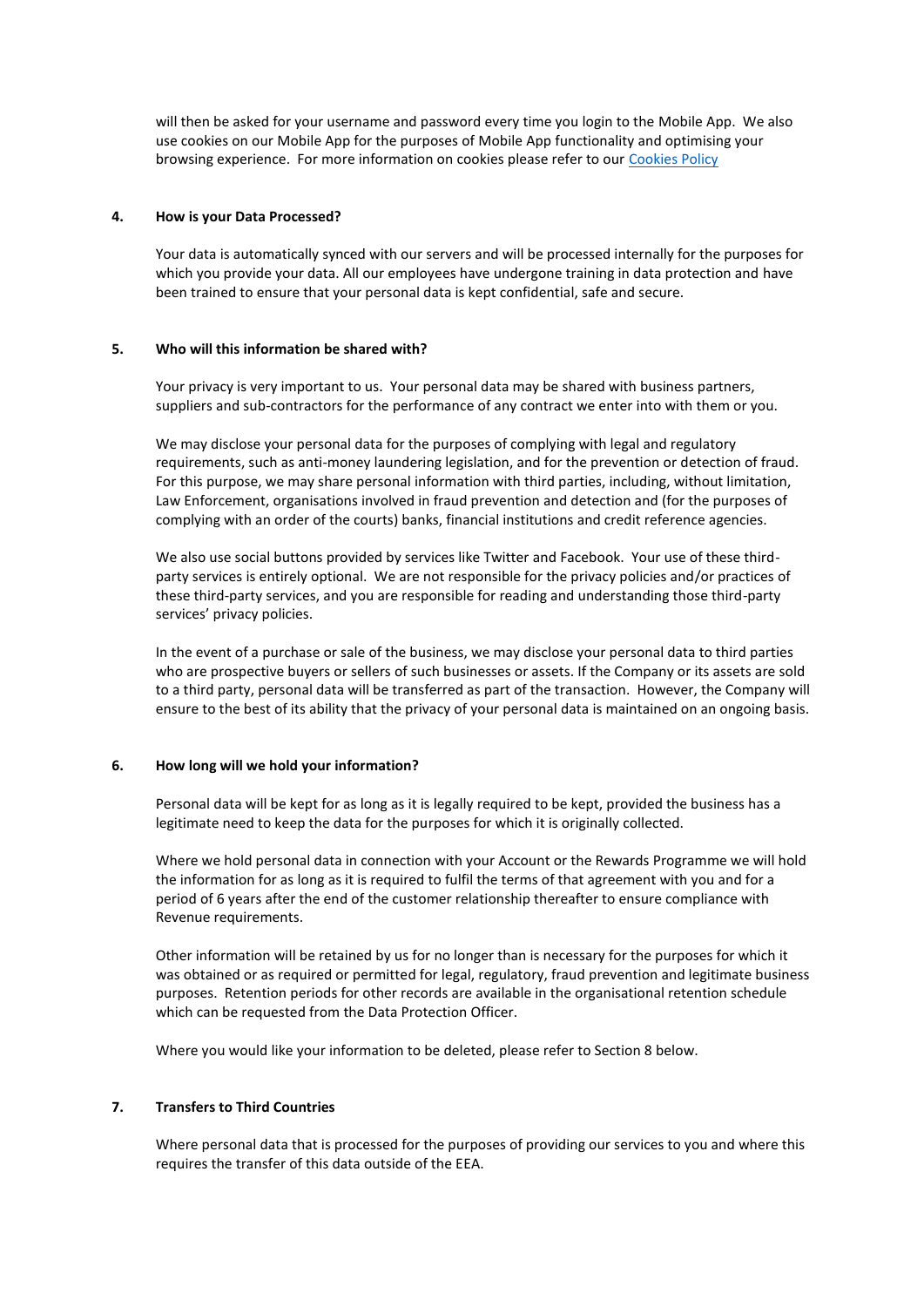will then be asked for your username and password every time you login to the Mobile App. We also use cookies on our Mobile App for the purposes of Mobile App functionality and optimising your browsing experience. For more information on cookies please refer to our [Cookies Policy]

## 4. How is your Data Processed?

Your data is automatically synced with our servers and will be processed internally for the purposes for which you provide your data. All our employees have undergone training in data protection and have been trained to ensure that your personal data is kept confidential, safe and secure.

## 5. Who will this information be shared with?

Your privacy is very important to us. Your personal data may be shared with business partners, suppliers and sub-contractors for the performance of any contract we enter into with them or you.

We may disclose your personal data for the purposes of complying with legal and regulatory requirements, such as anti-money laundering legislation, and for the prevention or detection of fraud. For this purpose, we may share personal information with third parties, including, without limitation, Law Enforcement, organisations involved in fraud prevention and detection and (for the purposes of complying with an order of the courts) banks, financial institutions and credit reference agencies.

We also use social buttons provided by services like Twitter and Facebook. Your use of these third-party services is entirely optional. We are not responsible for the privacy policies and/or practices of these third-party services, and you are responsible for reading and understanding those third-party services' privacy policies.

In the event of a purchase or sale of the business, we may disclose your personal data to third parties who are prospective buyers or sellers of such businesses or assets. If the Company or its assets are sold to a third party, personal data will be transferred as part of the transaction. However, the Company will ensure to the best of its ability that the privacy of your personal data is maintained on an ongoing basis.

## 6. How long will we hold your information?

Personal data will be kept for as long as it is legally required to be kept, provided the business has a legitimate need to keep the data for the purposes for which it is originally collected.

Where we hold personal data in connection with your Account or the Rewards Programme we will hold the information for as long as it is required to fulfil the terms of that agreement with you and for a period of 6 years after the end of the customer relationship thereafter to ensure compliance with Revenue requirements.

Other information will be retained by us for no longer than is necessary for the purposes for which it was obtained or as required or permitted for legal, regulatory, fraud prevention and legitimate business purposes. Retention periods for other records are available in the organisational retention schedule which can be requested from the Data Protection Officer.

Where you would like your information to be deleted, please refer to Section 8 below.

## 7. Transfers to Third Countries

Where personal data that is processed for the purposes of providing our services to you and where this requires the transfer of this data outside of the EEA.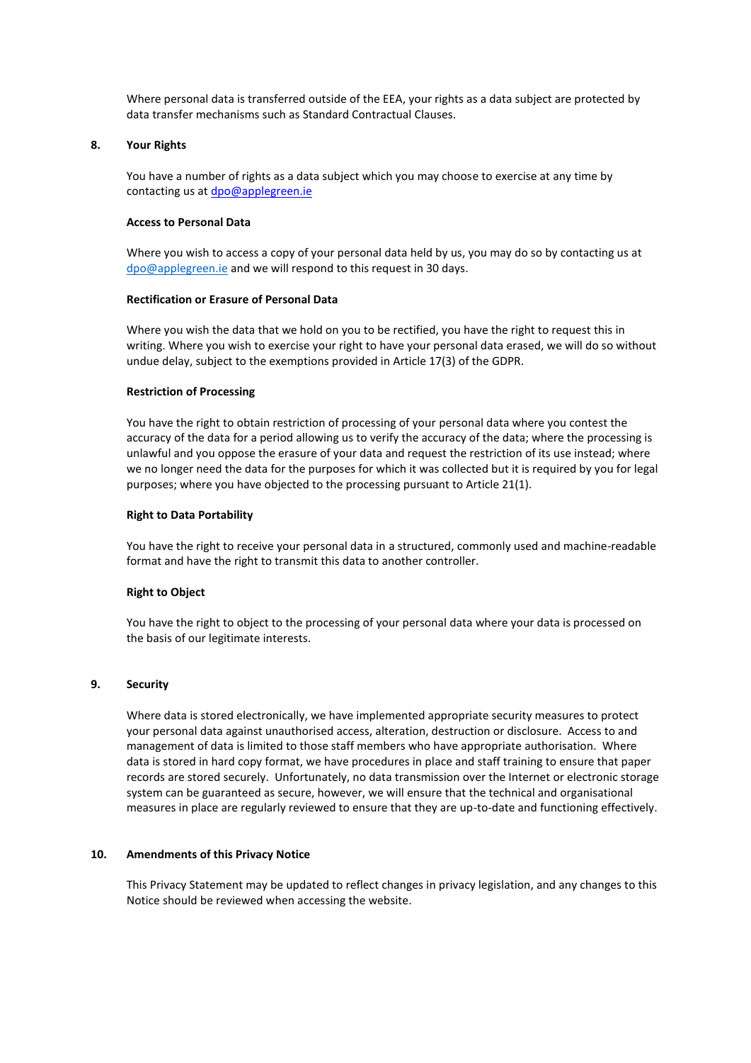Where personal data is transferred outside of the EEA, your rights as a data subject are protected by data transfer mechanisms such as Standard Contractual Clauses.

## 8. Your Rights

You have a number of rights as a data subject which you may choose to exercise at any time by contacting us at [dpo@applegreen.ie](mailto:dpo@applegreen.ie)

**Access to Personal Data**

Where you wish to access a copy of your personal data held by us, you may do so by contacting us at [dpo@applegreen.ie](mailto:dpo@applegreen.ie) and we will respond to this request in 30 days.

**Rectification or Erasure of Personal Data**

Where you wish the data that we hold on you to be rectified, you have the right to request this in writing. Where you wish to exercise your right to have your personal data erased, we will do so without undue delay, subject to the exemptions provided in Article 17(3) of the GDPR.

**Restriction of Processing**

You have the right to obtain restriction of processing of your personal data where you contest the accuracy of the data for a period allowing us to verify the accuracy of the data; where the processing is unlawful and you oppose the erasure of your data and request the restriction of its use instead; where we no longer need the data for the purposes for which it was collected but it is required by you for legal purposes; where you have objected to the processing pursuant to Article 21(1).

**Right to Data Portability**

You have the right to receive your personal data in a structured, commonly used and machine-readable format and have the right to transmit this data to another controller.

**Right to Object**

You have the right to object to the processing of your personal data where your data is processed on the basis of our legitimate interests.

## 9. Security

Where data is stored electronically, we have implemented appropriate security measures to protect your personal data against unauthorised access, alteration, destruction or disclosure. Access to and management of data is limited to those staff members who have appropriate authorisation. Where data is stored in hard copy format, we have procedures in place and staff training to ensure that paper records are stored securely. Unfortunately, no data transmission over the Internet or electronic storage system can be guaranteed as secure, however, we will ensure that the technical and organisational measures in place are regularly reviewed to ensure that they are up-to-date and functioning effectively.

## 10. Amendments of this Privacy Notice

This Privacy Statement may be updated to reflect changes in privacy legislation, and any changes to this Notice should be reviewed when accessing the website.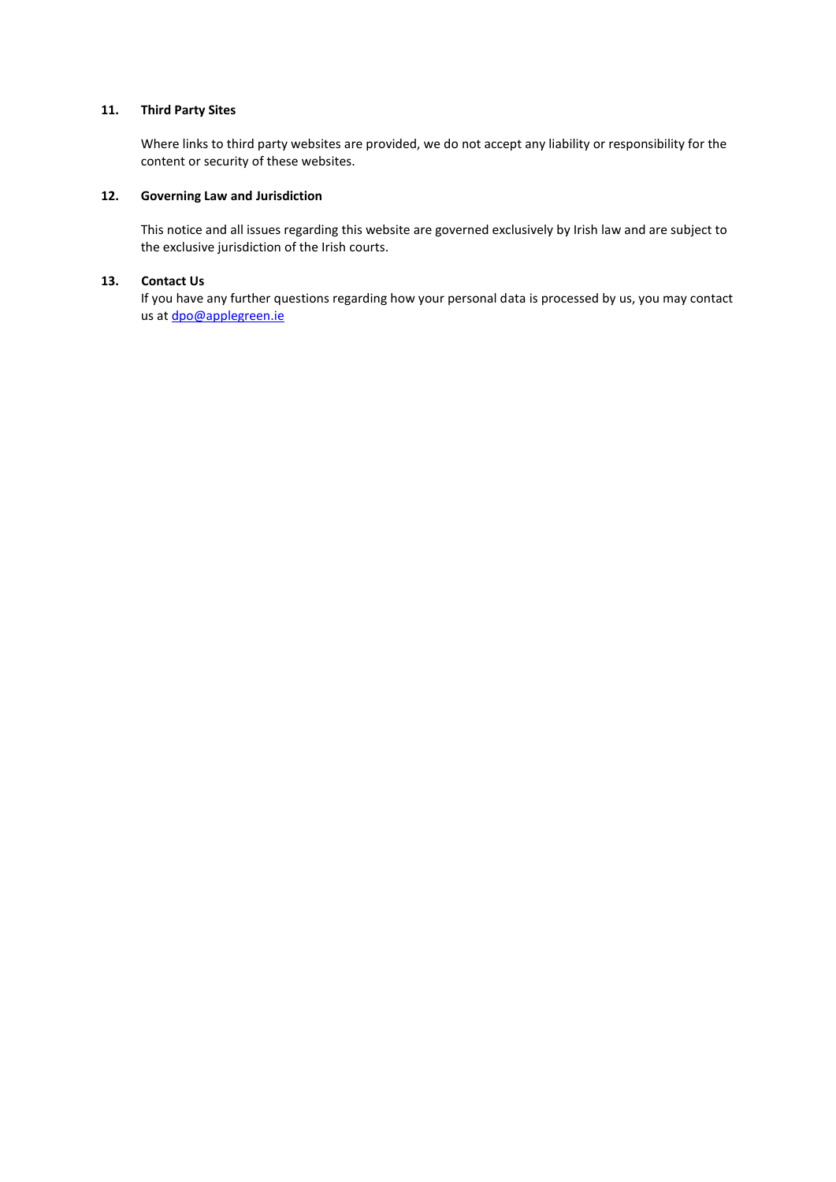**11. Third Party Sites**

Where links to third party websites are provided, we do not accept any liability or responsibility for the content or security of these websites.

**12. Governing Law and Jurisdiction**

This notice and all issues regarding this website are governed exclusively by Irish law and are subject to the exclusive jurisdiction of the Irish courts.

**13. Contact Us**

If you have any further questions regarding how your personal data is processed by us, you may contact us at dpo@applegreen.ie